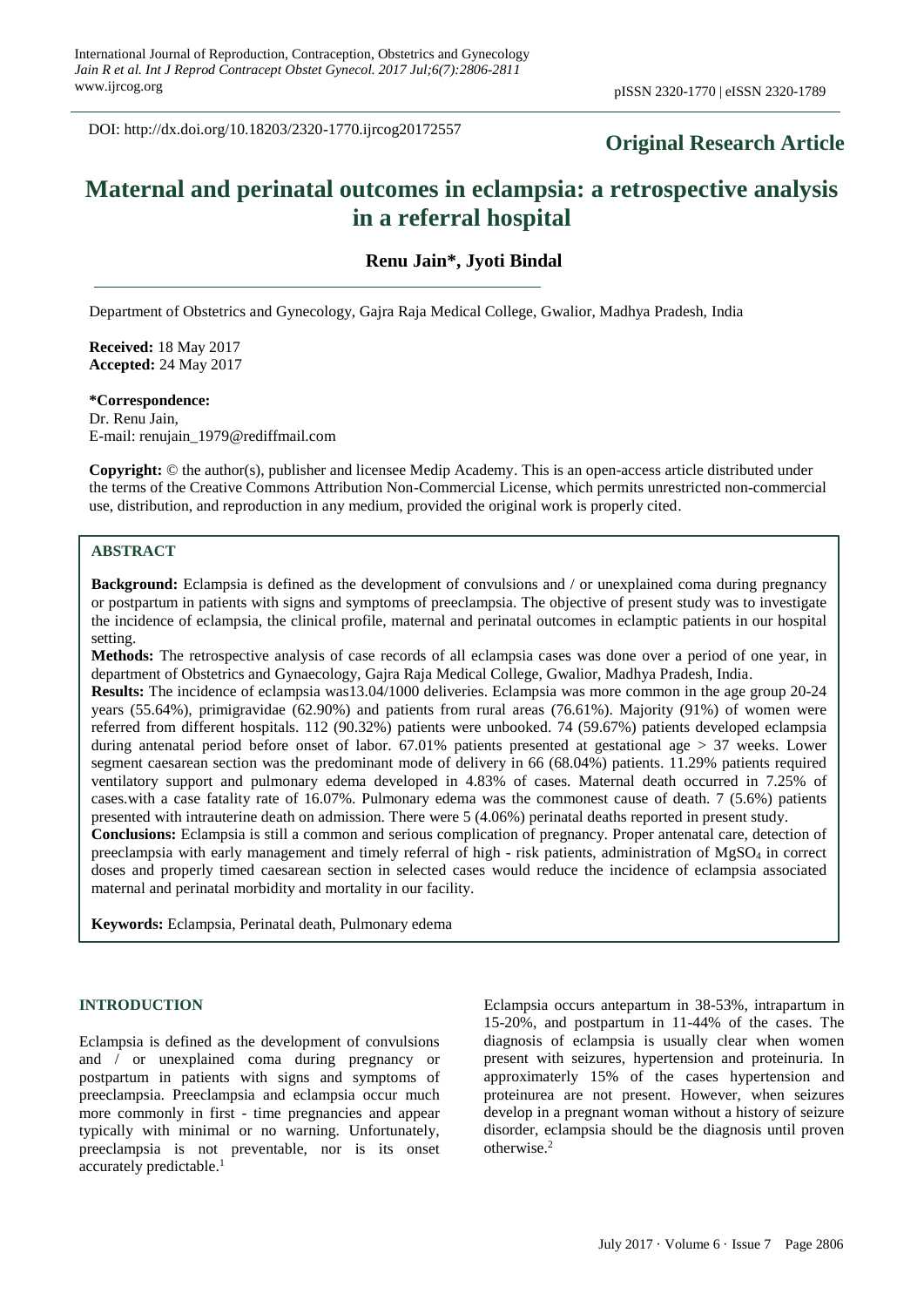DOI: http://dx.doi.org/10.18203/2320-1770.ijrcog20172557

**Original Research Article**

# Maternal and perinatal outcomes in eclampsia: a retrospective analysis in a referral hospital

**Renu Jain\*, Jyoti Bindal**

Department of Obstetrics and Gynecology, Gajra Raja Medical College, Gwalior, Madhya Pradesh, India

**Received:** 18 May 2017
**Accepted:** 24 May 2017

**\*Correspondence:**
Dr. Renu Jain,
E-mail: renujain_1979@rediffmail.com

**Copyright:** © the author(s), publisher and licensee Medip Academy. This is an open-access article distributed under the terms of the Creative Commons Attribution Non-Commercial License, which permits unrestricted non-commercial use, distribution, and reproduction in any medium, provided the original work is properly cited.

## ABSTRACT

**Background:** Eclampsia is defined as the development of convulsions and / or unexplained coma during pregnancy or postpartum in patients with signs and symptoms of preeclampsia. The objective of present study was to investigate the incidence of eclampsia, the clinical profile, maternal and perinatal outcomes in eclamptic patients in our hospital setting.

**Methods:** The retrospective analysis of case records of all eclampsia cases was done over a period of one year, in department of Obstetrics and Gynaecology, Gajra Raja Medical College, Gwalior, Madhya Pradesh, India.

**Results:** The incidence of eclampsia was13.04/1000 deliveries. Eclampsia was more common in the age group 20-24 years (55.64%), primigravidae (62.90%) and patients from rural areas (76.61%). Majority (91%) of women were referred from different hospitals. 112 (90.32%) patients were unbooked. 74 (59.67%) patients developed eclampsia during antenatal period before onset of labor. 67.01% patients presented at gestational age > 37 weeks. Lower segment caesarean section was the predominant mode of delivery in 66 (68.04%) patients. 11.29% patients required ventilatory support and pulmonary edema developed in 4.83% of cases. Maternal death occurred in 7.25% of cases.with a case fatality rate of 16.07%. Pulmonary edema was the commonest cause of death. 7 (5.6%) patients presented with intrauterine death on admission. There were 5 (4.06%) perinatal deaths reported in present study.

**Conclusions:** Eclampsia is still a common and serious complication of pregnancy. Proper antenatal care, detection of preeclampsia with early management and timely referral of high - risk patients, administration of $MgSO_4$ in correct doses and properly timed caesarean section in selected cases would reduce the incidence of eclampsia associated maternal and perinatal morbidity and mortality in our facility.

**Keywords:** Eclampsia, Perinatal death, Pulmonary edema

## INTRODUCTION

Eclampsia is defined as the development of convulsions and / or unexplained coma during pregnancy or postpartum in patients with signs and symptoms of preeclampsia. Preeclampsia and eclampsia occur much more commonly in first - time pregnancies and appear typically with minimal or no warning. Unfortunately, preeclampsia is not preventable, nor is its onset accurately predictable.[1]

Eclampsia occurs antepartum in 38-53%, intrapartum in 15-20%, and postpartum in 11-44% of the cases. The diagnosis of eclampsia is usually clear when women present with seizures, hypertension and proteinuria. In approximately 15% of the cases hypertension and proteinurea are not present. However, when seizures develop in a pregnant woman without a history of seizure disorder, eclampsia should be the diagnosis until proven otherwise.[2]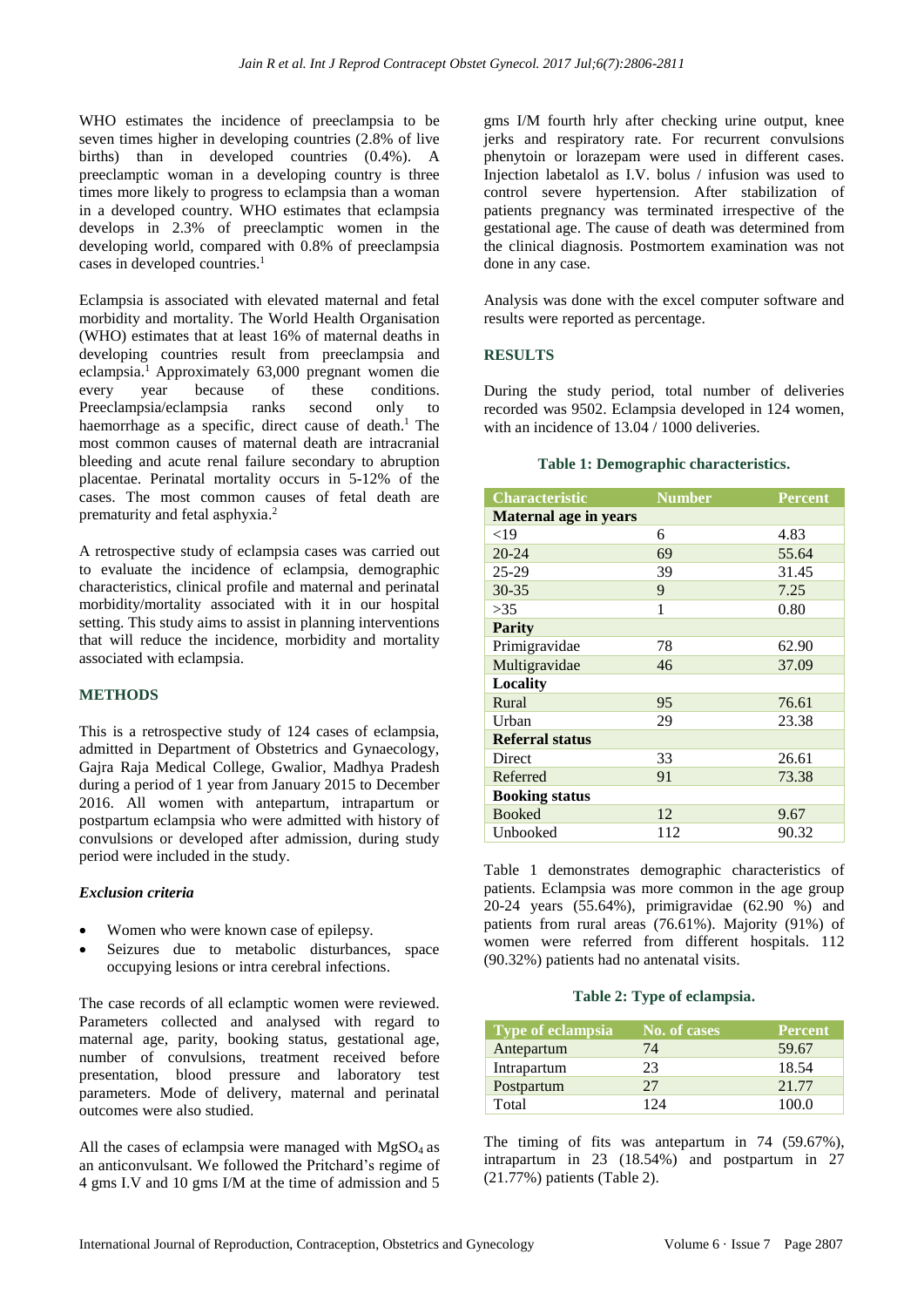WHO estimates the incidence of preeclampsia to be seven times higher in developing countries (2.8% of live births) than in developed countries (0.4%). A preeclamptic woman in a developing country is three times more likely to progress to eclampsia than a woman in a developed country. WHO estimates that eclampsia develops in 2.3% of preeclamptic women in the developing world, compared with 0.8% of preeclampsia cases in developed countries.[1]

Eclampsia is associated with elevated maternal and fetal morbidity and mortality. The World Health Organisation (WHO) estimates that at least 16% of maternal deaths in developing countries result from preeclampsia and eclampsia.[1] Approximately 63,000 pregnant women die every year because of these conditions. Preeclampsia/eclampsia ranks second only to haemorrhage as a specific, direct cause of death.[1] The most common causes of maternal death are intracranial bleeding and acute renal failure secondary to abruption placentae. Perinatal mortality occurs in 5-12% of the cases. The most common causes of fetal death are prematurity and fetal asphyxia.[2]

A retrospective study of eclampsia cases was carried out to evaluate the incidence of eclampsia, demographic characteristics, clinical profile and maternal and perinatal morbidity/mortality associated with it in our hospital setting. This study aims to assist in planning interventions that will reduce the incidence, morbidity and mortality associated with eclampsia.

## METHODS

This is a retrospective study of 124 cases of eclampsia, admitted in Department of Obstetrics and Gynaecology, Gajra Raja Medical College, Gwalior, Madhya Pradesh during a period of 1 year from January 2015 to December 2016. All women with antepartum, intrapartum or postpartum eclampsia who were admitted with history of convulsions or developed after admission, during study period were included in the study.

### *Exclusion criteria*

- Women who were known case of epilepsy.
- Seizures due to metabolic disturbances, space occupying lesions or intra cerebral infections.

The case records of all eclamptic women were reviewed. Parameters collected and analysed with regard to maternal age, parity, booking status, gestational age, number of convulsions, treatment received before presentation, blood pressure and laboratory test parameters. Mode of delivery, maternal and perinatal outcomes were also studied.

All the cases of eclampsia were managed with $MgSO_4$ as an anticonvulsant. We followed the Pritchard's regime of 4 gms I.V and 10 gms I/M at the time of admission and 5 gms I/M fourth hrly after checking urine output, knee jerks and respiratory rate. For recurrent convulsions phenytoin or lorazepam were used in different cases. Injection labetalol as I.V. bolus / infusion was used to control severe hypertension. After stabilization of patients pregnancy was terminated irrespective of the gestational age. The cause of death was determined from the clinical diagnosis. Postmortem examination was not done in any case.

Analysis was done with the excel computer software and results were reported as percentage.

## RESULTS

During the study period, total number of deliveries recorded was 9502. Eclampsia developed in 124 women, with an incidence of 13.04 / 1000 deliveries.

**Table 1: Demographic characteristics.**

| Characteristic | Number | Percent |
|---|---|---|
| **Maternal age in years** | | |
| <19 | 6 | 4.83 |
| 20-24 | 69 | 55.64 |
| 25-29 | 39 | 31.45 |
| 30-35 | 9 | 7.25 |
| >35 | 1 | 0.80 |
| **Parity** | | |
| Primigravidae | 78 | 62.90 |
| Multigravidae | 46 | 37.09 |
| **Locality** | | |
| Rural | 95 | 76.61 |
| Urban | 29 | 23.38 |
| **Referral status** | | |
| Direct | 33 | 26.61 |
| Referred | 91 | 73.38 |
| **Booking status** | | |
| Booked | 12 | 9.67 |
| Unbooked | 112 | 90.32 |

Table 1 demonstrates demographic characteristics of patients. Eclampsia was more common in the age group 20-24 years (55.64%), primigravidae (62.90 %) and patients from rural areas (76.61%). Majority (91%) of women were referred from different hospitals. 112 (90.32%) patients had no antenatal visits.

**Table 2: Type of eclampsia.**

| Type of eclampsia | No. of cases | Percent |
|---|---|---|
| Antepartum | 74 | 59.67 |
| Intrapartum | 23 | 18.54 |
| Postpartum | 27 | 21.77 |
| Total | 124 | 100.0 |

The timing of fits was antepartum in 74 (59.67%), intrapartum in 23 (18.54%) and postpartum in 27 (21.77%) patients (Table 2).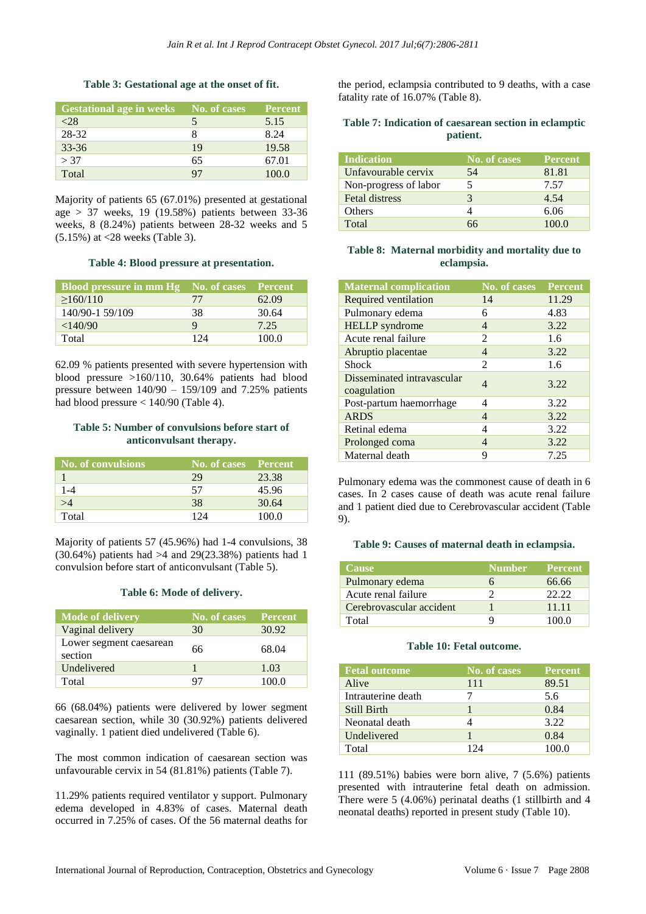**Table 3: Gestational age at the onset of fit.**

| Gestational age in weeks | No. of cases | Percent |
|---|---|---|
| <28 | 5 | 5.15 |
| 28-32 | 8 | 8.24 |
| 33-36 | 19 | 19.58 |
| > 37 | 65 | 67.01 |
| Total | 97 | 100.0 |

Majority of patients 65 (67.01%) presented at gestational age > 37 weeks, 19 (19.58%) patients between 33-36 weeks, 8 (8.24%) patients between 28-32 weeks and 5 (5.15%) at <28 weeks (Table 3).

**Table 4: Blood pressure at presentation.**

| Blood pressure in mm Hg | No. of cases | Percent |
|---|---|---|
| ≥160/110 | 77 | 62.09 |
| 140/90-1 59/109 | 38 | 30.64 |
| <140/90 | 9 | 7.25 |
| Total | 124 | 100.0 |

62.09 % patients presented with severe hypertension with blood pressure >160/110, 30.64% patients had blood pressure between 140/90 – 159/109 and 7.25% patients had blood pressure < 140/90 (Table 4).

**Table 5: Number of convulsions before start of anticonvulsant therapy.**

| No. of convulsions | No. of cases | Percent |
|---|---|---|
| 1 | 29 | 23.38 |
| 1-4 | 57 | 45.96 |
| >4 | 38 | 30.64 |
| Total | 124 | 100.0 |

Majority of patients 57 (45.96%) had 1-4 convulsions, 38 (30.64%) patients had >4 and 29(23.38%) patients had 1 convulsion before start of anticonvulsant (Table 5).

**Table 6: Mode of delivery.**

| Mode of delivery | No. of cases | Percent |
|---|---|---|
| Vaginal delivery | 30 | 30.92 |
| Lower segment caesarean section | 66 | 68.04 |
| Undelivered | 1 | 1.03 |
| Total | 97 | 100.0 |

66 (68.04%) patients were delivered by lower segment caesarean section, while 30 (30.92%) patients delivered vaginally. 1 patient died undelivered (Table 6).

The most common indication of caesarean section was unfavourable cervix in 54 (81.81%) patients (Table 7).

11.29% patients required ventilator y support. Pulmonary edema developed in 4.83% of cases. Maternal death occurred in 7.25% of cases. Of the 56 maternal deaths for the period, eclampsia contributed to 9 deaths, with a case fatality rate of 16.07% (Table 8).

**Table 7: Indication of caesarean section in eclamptic patient.**

| Indication | No. of cases | Percent |
|---|---|---|
| Unfavourable cervix | 54 | 81.81 |
| Non-progress of labor | 5 | 7.57 |
| Fetal distress | 3 | 4.54 |
| Others | 4 | 6.06 |
| Total | 66 | 100.0 |

**Table 8: Maternal morbidity and mortality due to eclampsia.**

| Maternal complication | No. of cases | Percent |
|---|---|---|
| Required ventilation | 14 | 11.29 |
| Pulmonary edema | 6 | 4.83 |
| HELLP syndrome | 4 | 3.22 |
| Acute renal failure | 2 | 1.6 |
| Abruptio placentae | 4 | 3.22 |
| Shock | 2 | 1.6 |
| Disseminated intravascular coagulation | 4 | 3.22 |
| Post-partum haemorrhage | 4 | 3.22 |
| ARDS | 4 | 3.22 |
| Retinal edema | 4 | 3.22 |
| Prolonged coma | 4 | 3.22 |
| Maternal death | 9 | 7.25 |

Pulmonary edema was the commonest cause of death in 6 cases. In 2 cases cause of death was acute renal failure and 1 patient died due to Cerebrovascular accident (Table 9).

**Table 9: Causes of maternal death in eclampsia.**

| Cause | Number | Percent |
|---|---|---|
| Pulmonary edema | 6 | 66.66 |
| Acute renal failure | 2 | 22.22 |
| Cerebrovascular accident | 1 | 11.11 |
| Total | 9 | 100.0 |

**Table 10: Fetal outcome.**

| Fetal outcome | No. of cases | Percent |
|---|---|---|
| Alive | 111 | 89.51 |
| Intrauterine death | 7 | 5.6 |
| Still Birth | 1 | 0.84 |
| Neonatal death | 4 | 3.22 |
| Undelivered | 1 | 0.84 |
| Total | 124 | 100.0 |

111 (89.51%) babies were born alive, 7 (5.6%) patients presented with intrauterine fetal death on admission. There were 5 (4.06%) perinatal deaths (1 stillbirth and 4 neonatal deaths) reported in present study (Table 10).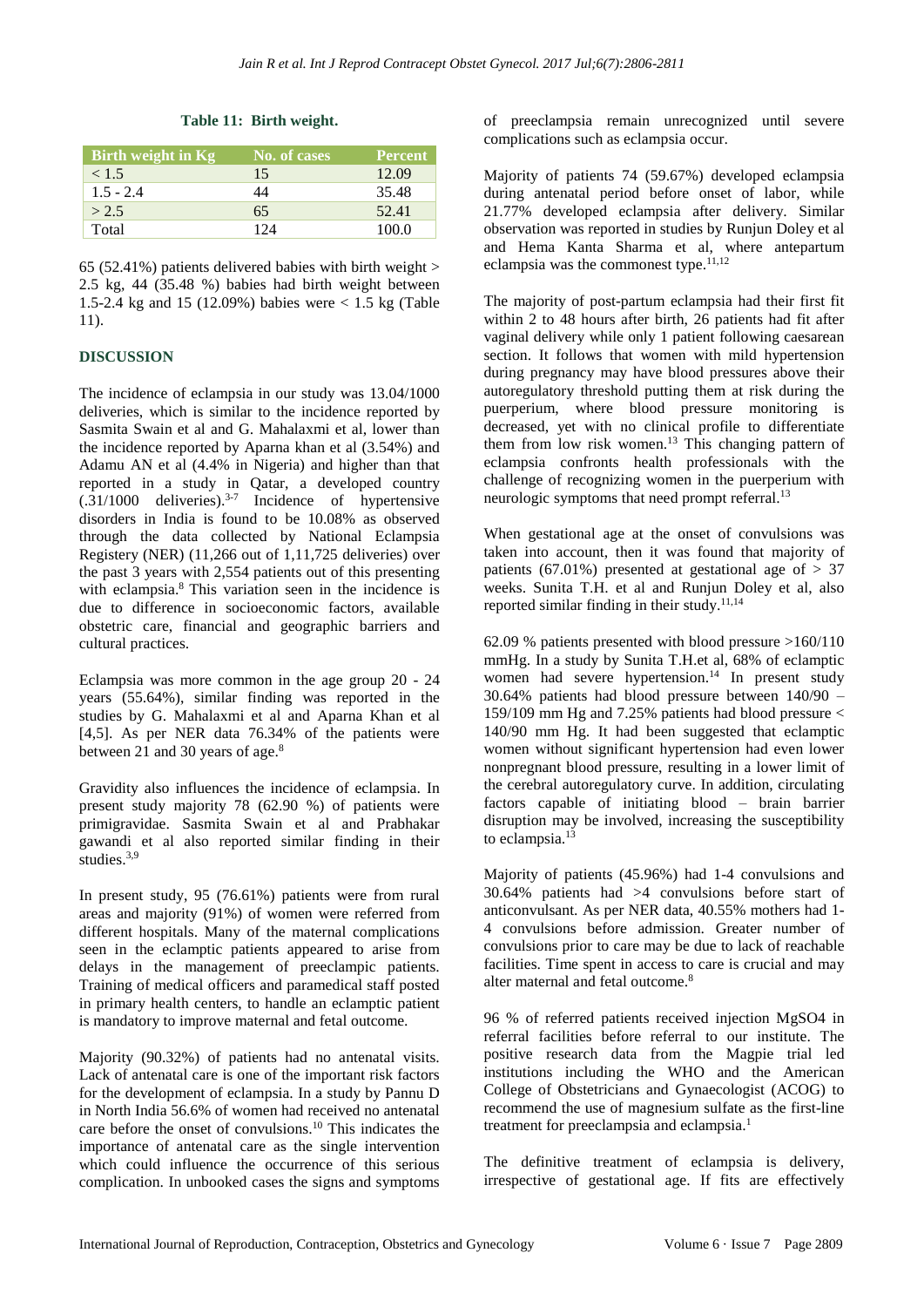**Table 11: Birth weight.**

| Birth weight in Kg | No. of cases | Percent |
|---|---|---|
| < 1.5 | 15 | 12.09 |
| 1.5 - 2.4 | 44 | 35.48 |
| > 2.5 | 65 | 52.41 |
| Total | 124 | 100.0 |

65 (52.41%) patients delivered babies with birth weight > 2.5 kg, 44 (35.48 %) babies had birth weight between 1.5-2.4 kg and 15 (12.09%) babies were < 1.5 kg (Table 11).

## DISCUSSION

The incidence of eclampsia in our study was 13.04/1000 deliveries, which is similar to the incidence reported by Sasmita Swain et al and G. Mahalaxmi et al, lower than the incidence reported by Aparna khan et al (3.54%) and Adamu AN et al (4.4% in Nigeria) and higher than that reported in a study in Qatar, a developed country (.31/1000 deliveries).[3-7] Incidence of hypertensive disorders in India is found to be 10.08% as observed through the data collected by National Eclampsia Registery (NER) (11,266 out of 1,11,725 deliveries) over the past 3 years with 2,554 patients out of this presenting with eclampsia.[8] This variation seen in the incidence is due to difference in socioeconomic factors, available obstetric care, financial and geographic barriers and cultural practices.

Eclampsia was more common in the age group 20 - 24 years (55.64%), similar finding was reported in the studies by G. Mahalaxmi et al and Aparna Khan et al [4,5]. As per NER data 76.34% of the patients were between 21 and 30 years of age.[8]

Gravidity also influences the incidence of eclampsia. In present study majority 78 (62.90 %) of patients were primigravidae. Sasmita Swain et al and Prabhakar gawandi et al also reported similar finding in their studies.[3,9]

In present study, 95 (76.61%) patients were from rural areas and majority (91%) of women were referred from different hospitals. Many of the maternal complications seen in the eclamptic patients appeared to arise from delays in the management of preeclampic patients. Training of medical officers and paramedical staff posted in primary health centers, to handle an eclamptic patient is mandatory to improve maternal and fetal outcome.

Majority (90.32%) of patients had no antenatal visits. Lack of antenatal care is one of the important risk factors for the development of eclampsia. In a study by Pannu D in North India 56.6% of women had received no antenatal care before the onset of convulsions.[10] This indicates the importance of antenatal care as the single intervention which could influence the occurrence of this serious complication. In unbooked cases the signs and symptoms of preeclampsia remain unrecognized until severe complications such as eclampsia occur.

Majority of patients 74 (59.67%) developed eclampsia during antenatal period before onset of labor, while 21.77% developed eclampsia after delivery. Similar observation was reported in studies by Runjun Doley et al and Hema Kanta Sharma et al, where antepartum eclampsia was the commonest type.[11,12]

The majority of post-partum eclampsia had their first fit within 2 to 48 hours after birth, 26 patients had fit after vaginal delivery while only 1 patient following caesarean section. It follows that women with mild hypertension during pregnancy may have blood pressures above their autoregulatory threshold putting them at risk during the puerperium, where blood pressure monitoring is decreased, yet with no clinical profile to differentiate them from low risk women.[13] This changing pattern of eclampsia confronts health professionals with the challenge of recognizing women in the puerperium with neurologic symptoms that need prompt referral.[13]

When gestational age at the onset of convulsions was taken into account, then it was found that majority of patients (67.01%) presented at gestational age of > 37 weeks. Sunita T.H. et al and Runjun Doley et al, also reported similar finding in their study.[11,14]

62.09 % patients presented with blood pressure >160/110 mmHg. In a study by Sunita T.H.et al, 68% of eclamptic women had severe hypertension.[14] In present study 30.64% patients had blood pressure between 140/90 – 159/109 mm Hg and 7.25% patients had blood pressure < 140/90 mm Hg. It had been suggested that eclamptic women without significant hypertension had even lower nonpregnant blood pressure, resulting in a lower limit of the cerebral autoregulatory curve. In addition, circulating factors capable of initiating blood – brain barrier disruption may be involved, increasing the susceptibility to eclampsia.[13]

Majority of patients (45.96%) had 1-4 convulsions and 30.64% patients had >4 convulsions before start of anticonvulsant. As per NER data, 40.55% mothers had 1-4 convulsions before admission. Greater number of convulsions prior to care may be due to lack of reachable facilities. Time spent in access to care is crucial and may alter maternal and fetal outcome.[8]

96 % of referred patients received injection MgSO4 in referral facilities before referral to our institute. The positive research data from the Magpie trial led institutions including the WHO and the American College of Obstetricians and Gynaecologist (ACOG) to recommend the use of magnesium sulfate as the first-line treatment for preeclampsia and eclampsia.[1]

The definitive treatment of eclampsia is delivery, irrespective of gestational age. If fits are effectively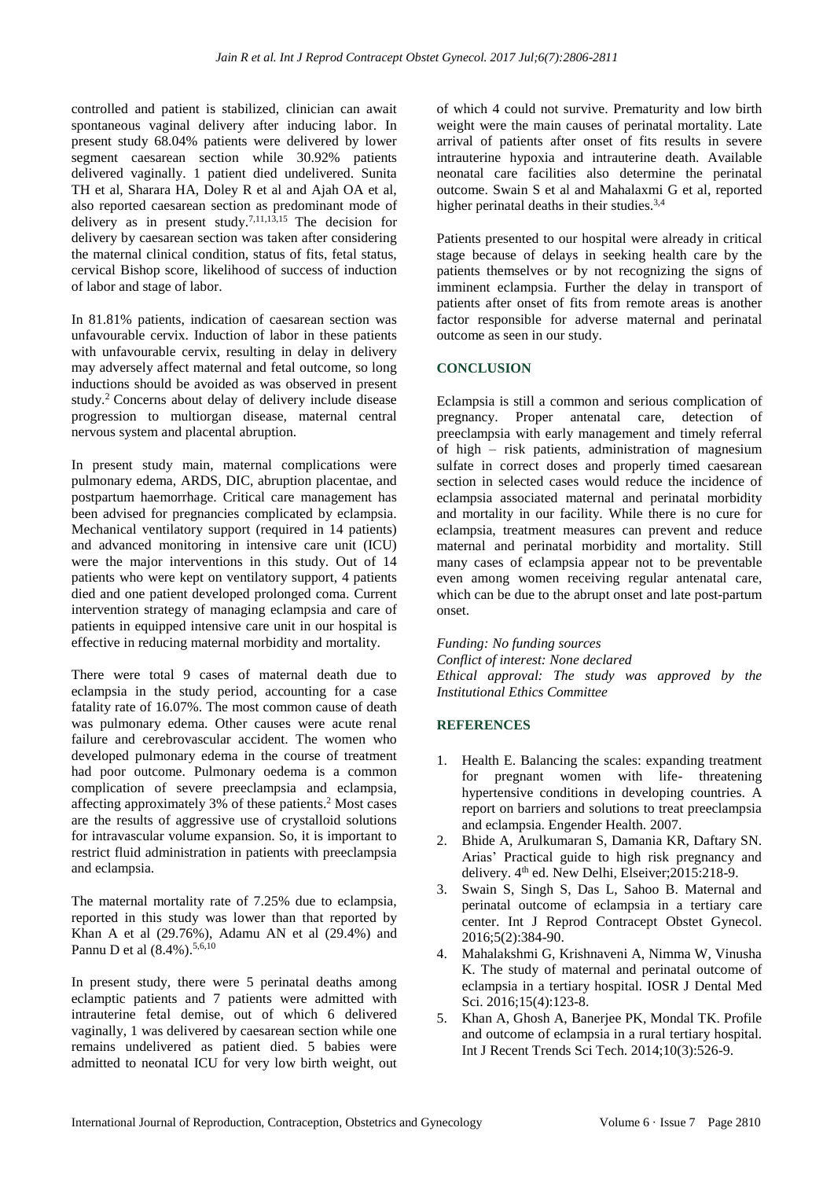controlled and patient is stabilized, clinician can await spontaneous vaginal delivery after inducing labor. In present study 68.04% patients were delivered by lower segment caesarean section while 30.92% patients delivered vaginally. 1 patient died undelivered. Sunita TH et al, Sharara HA, Doley R et al and Ajah OA et al, also reported caesarean section as predominant mode of delivery as in present study.[7,11,13,15] The decision for delivery by caesarean section was taken after considering the maternal clinical condition, status of fits, fetal status, cervical Bishop score, likelihood of success of induction of labor and stage of labor.

In 81.81% patients, indication of caesarean section was unfavourable cervix. Induction of labor in these patients with unfavourable cervix, resulting in delay in delivery may adversely affect maternal and fetal outcome, so long inductions should be avoided as was observed in present study.[2] Concerns about delay of delivery include disease progression to multiorgan disease, maternal central nervous system and placental abruption.

In present study main, maternal complications were pulmonary edema, ARDS, DIC, abruption placentae, and postpartum haemorrhage. Critical care management has been advised for pregnancies complicated by eclampsia. Mechanical ventilatory support (required in 14 patients) and advanced monitoring in intensive care unit (ICU) were the major interventions in this study. Out of 14 patients who were kept on ventilatory support, 4 patients died and one patient developed prolonged coma. Current intervention strategy of managing eclampsia and care of patients in equipped intensive care unit in our hospital is effective in reducing maternal morbidity and mortality.

There were total 9 cases of maternal death due to eclampsia in the study period, accounting for a case fatality rate of 16.07%. The most common cause of death was pulmonary edema. Other causes were acute renal failure and cerebrovascular accident. The women who developed pulmonary edema in the course of treatment had poor outcome. Pulmonary oedema is a common complication of severe preeclampsia and eclampsia, affecting approximately 3% of these patients.[2] Most cases are the results of aggressive use of crystalloid solutions for intravascular volume expansion. So, it is important to restrict fluid administration in patients with preeclampsia and eclampsia.

The maternal mortality rate of 7.25% due to eclampsia, reported in this study was lower than that reported by Khan A et al (29.76%), Adamu AN et al (29.4%) and Pannu D et al (8.4%).[5,6,10]

In present study, there were 5 perinatal deaths among eclamptic patients and 7 patients were admitted with intrauterine fetal demise, out of which 6 delivered vaginally, 1 was delivered by caesarean section while one remains undelivered as patient died. 5 babies were admitted to neonatal ICU for very low birth weight, out of which 4 could not survive. Prematurity and low birth weight were the main causes of perinatal mortality. Late arrival of patients after onset of fits results in severe intrauterine hypoxia and intrauterine death. Available neonatal care facilities also determine the perinatal outcome. Swain S et al and Mahalaxmi G et al, reported higher perinatal deaths in their studies.[3,4]

Patients presented to our hospital were already in critical stage because of delays in seeking health care by the patients themselves or by not recognizing the signs of imminent eclampsia. Further the delay in transport of patients after onset of fits from remote areas is another factor responsible for adverse maternal and perinatal outcome as seen in our study.

## CONCLUSION

Eclampsia is still a common and serious complication of pregnancy. Proper antenatal care, detection of preeclampsia with early management and timely referral of high – risk patients, administration of magnesium sulfate in correct doses and properly timed caesarean section in selected cases would reduce the incidence of eclampsia associated maternal and perinatal morbidity and mortality in our facility. While there is no cure for eclampsia, treatment measures can prevent and reduce maternal and perinatal morbidity and mortality. Still many cases of eclampsia appear not to be preventable even among women receiving regular antenatal care, which can be due to the abrupt onset and late post-partum onset.

*Funding: No funding sources*
*Conflict of interest: None declared*
*Ethical approval: The study was approved by the Institutional Ethics Committee*

## REFERENCES

1. Health E. Balancing the scales: expanding treatment for pregnant women with life- threatening hypertensive conditions in developing countries. A report on barriers and solutions to treat preeclampsia and eclampsia. Engender Health. 2007.
2. Bhide A, Arulkumaran S, Damania KR, Daftary SN. Arias' Practical guide to high risk pregnancy and delivery. 4th ed. New Delhi, Elseiver;2015:218-9.
3. Swain S, Singh S, Das L, Sahoo B. Maternal and perinatal outcome of eclampsia in a tertiary care center. Int J Reprod Contracept Obstet Gynecol. 2016;5(2):384-90.
4. Mahalakshmi G, Krishnaveni A, Nimma W, Vinusha K. The study of maternal and perinatal outcome of eclampsia in a tertiary hospital. IOSR J Dental Med Sci. 2016;15(4):123-8.
5. Khan A, Ghosh A, Banerjee PK, Mondal TK. Profile and outcome of eclampsia in a rural tertiary hospital. Int J Recent Trends Sci Tech. 2014;10(3):526-9.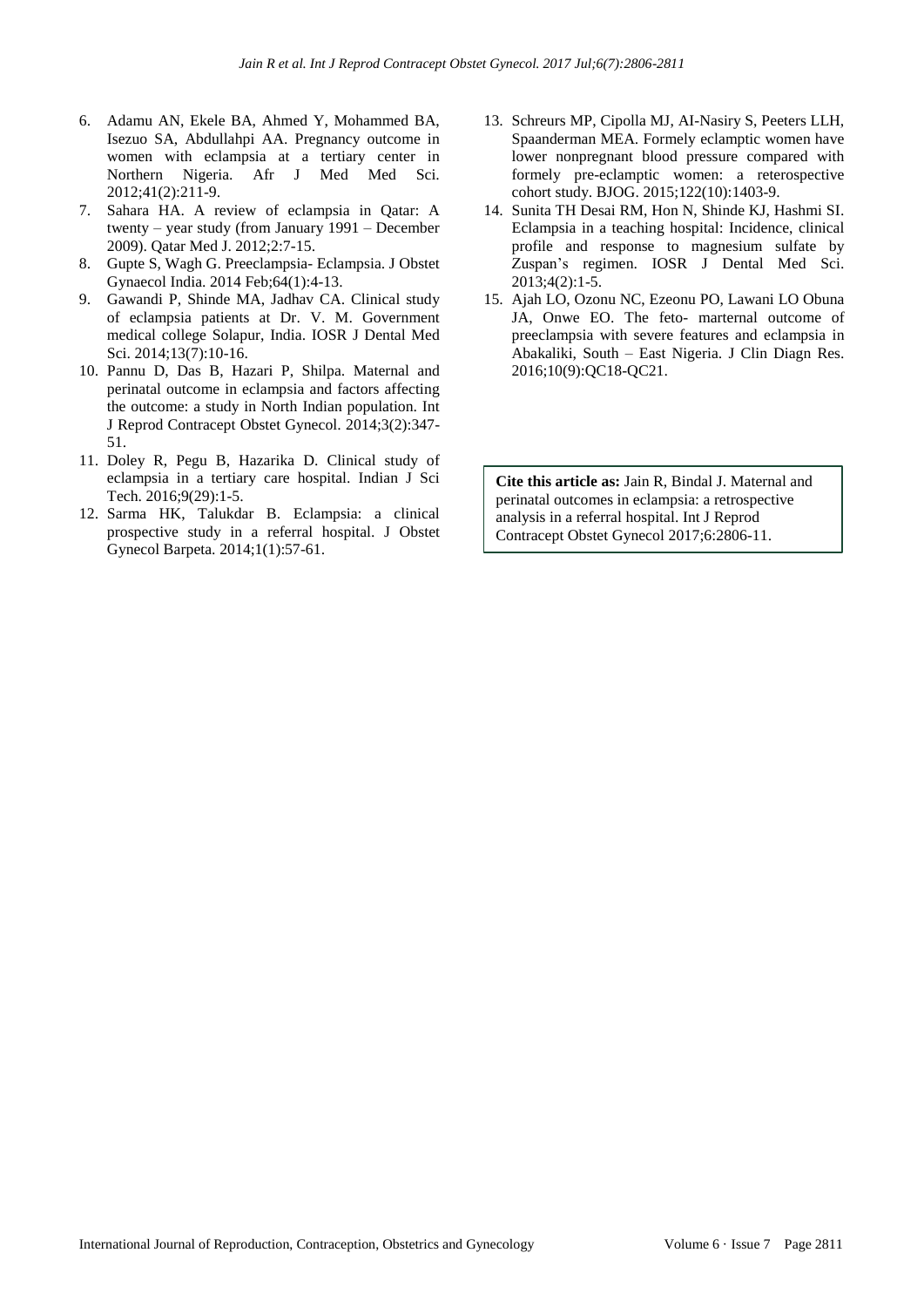6. Adamu AN, Ekele BA, Ahmed Y, Mohammed BA, Isezuo SA, Abdullahpi AA. Pregnancy outcome in women with eclampsia at a tertiary center in Northern Nigeria. Afr J Med Med Sci. 2012;41(2):211-9.
7. Sahara HA. A review of eclampsia in Qatar: A twenty – year study (from January 1991 – December 2009). Qatar Med J. 2012;2:7-15.
8. Gupte S, Wagh G. Preeclampsia- Eclampsia. J Obstet Gynaecol India. 2014 Feb;64(1):4-13.
9. Gawandi P, Shinde MA, Jadhav CA. Clinical study of eclampsia patients at Dr. V. M. Government medical college Solapur, India. IOSR J Dental Med Sci. 2014;13(7):10-16.
10. Pannu D, Das B, Hazari P, Shilpa. Maternal and perinatal outcome in eclampsia and factors affecting the outcome: a study in North Indian population. Int J Reprod Contracept Obstet Gynecol. 2014;3(2):347-51.
11. Doley R, Pegu B, Hazarika D. Clinical study of eclampsia in a tertiary care hospital. Indian J Sci Tech. 2016;9(29):1-5.
12. Sarma HK, Talukdar B. Eclampsia: a clinical prospective study in a referral hospital. J Obstet Gynecol Barpeta. 2014;1(1):57-61.
13. Schreurs MP, Cipolla MJ, AI-Nasiry S, Peeters LLH, Spaanderman MEA. Formely eclamptic women have lower nonpregnant blood pressure compared with formely pre-eclamptic women: a reterospective cohort study. BJOG. 2015;122(10):1403-9.
14. Sunita TH Desai RM, Hon N, Shinde KJ, Hashmi SI. Eclampsia in a teaching hospital: Incidence, clinical profile and response to magnesium sulfate by Zuspan's regimen. IOSR J Dental Med Sci. 2013;4(2):1-5.
15. Ajah LO, Ozonu NC, Ezeonu PO, Lawani LO Obuna JA, Onwe EO. The feto- marternal outcome of preeclampsia with severe features and eclampsia in Abakaliki, South – East Nigeria. J Clin Diagn Res. 2016;10(9):QC18-QC21.

**Cite this article as:** Jain R, Bindal J. Maternal and perinatal outcomes in eclampsia: a retrospective analysis in a referral hospital. Int J Reprod Contracept Obstet Gynecol 2017;6:2806-11.